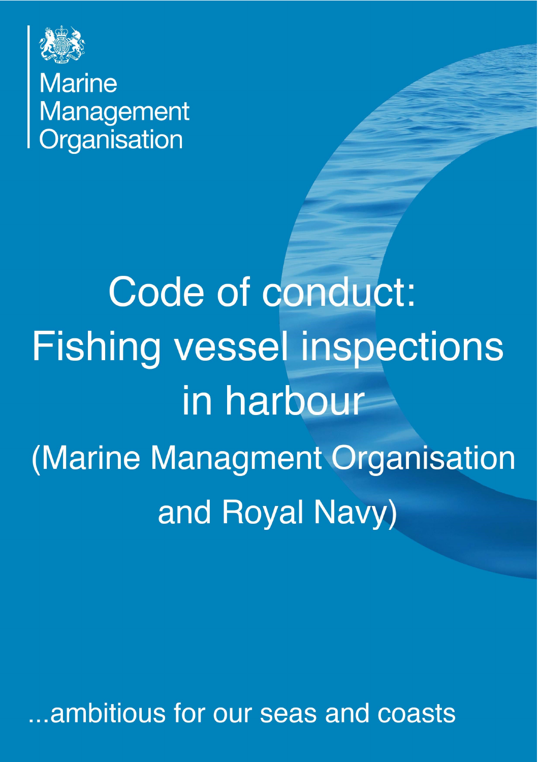Marine Management Organisation

# Code of conduct: Fishing vessel inspections in harbour

## (Marine Managment Organisation and Royal Navy)

...ambitious for our seas and coasts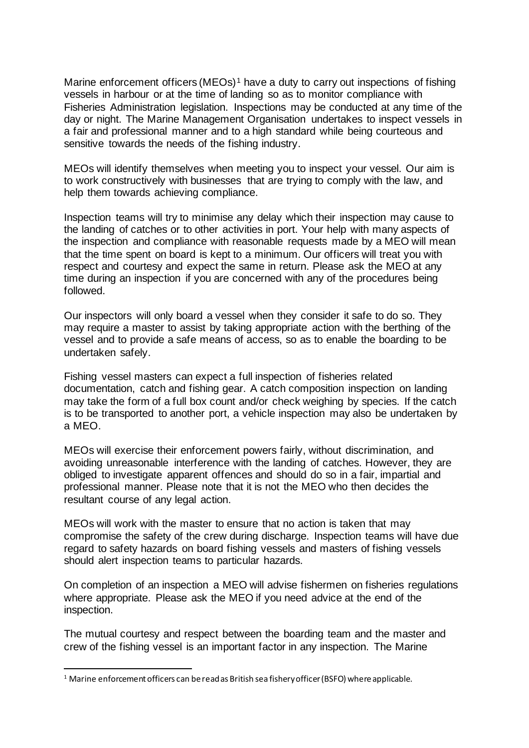Marine enforcement officers (MEOs)[1] have a duty to carry out inspections of fishing vessels in harbour or at the time of landing so as to monitor compliance with Fisheries Administration legislation. Inspections may be conducted at any time of the day or night. The Marine Management Organisation undertakes to inspect vessels in a fair and professional manner and to a high standard while being courteous and sensitive towards the needs of the fishing industry.

MEOs will identify themselves when meeting you to inspect your vessel. Our aim is to work constructively with businesses that are trying to comply with the law, and help them towards achieving compliance.

Inspection teams will try to minimise any delay which their inspection may cause to the landing of catches or to other activities in port. Your help with many aspects of the inspection and compliance with reasonable requests made by a MEO will mean that the time spent on board is kept to a minimum. Our officers will treat you with respect and courtesy and expect the same in return. Please ask the MEO at any time during an inspection if you are concerned with any of the procedures being followed.

Our inspectors will only board a vessel when they consider it safe to do so. They may require a master to assist by taking appropriate action with the berthing of the vessel and to provide a safe means of access, so as to enable the boarding to be undertaken safely.

Fishing vessel masters can expect a full inspection of fisheries related documentation, catch and fishing gear. A catch composition inspection on landing may take the form of a full box count and/or check weighing by species. If the catch is to be transported to another port, a vehicle inspection may also be undertaken by a MEO.

MEOs will exercise their enforcement powers fairly, without discrimination, and avoiding unreasonable interference with the landing of catches. However, they are obliged to investigate apparent offences and should do so in a fair, impartial and professional manner. Please note that it is not the MEO who then decides the resultant course of any legal action.

MEOs will work with the master to ensure that no action is taken that may compromise the safety of the crew during discharge. Inspection teams will have due regard to safety hazards on board fishing vessels and masters of fishing vessels should alert inspection teams to particular hazards.

On completion of an inspection a MEO will advise fishermen on fisheries regulations where appropriate. Please ask the MEO if you need advice at the end of the inspection.

The mutual courtesy and respect between the boarding team and the master and crew of the fishing vessel is an important factor in any inspection. The Marine

[1] Marine enforcement officers can be read as British sea fishery officer (BSFO) where applicable.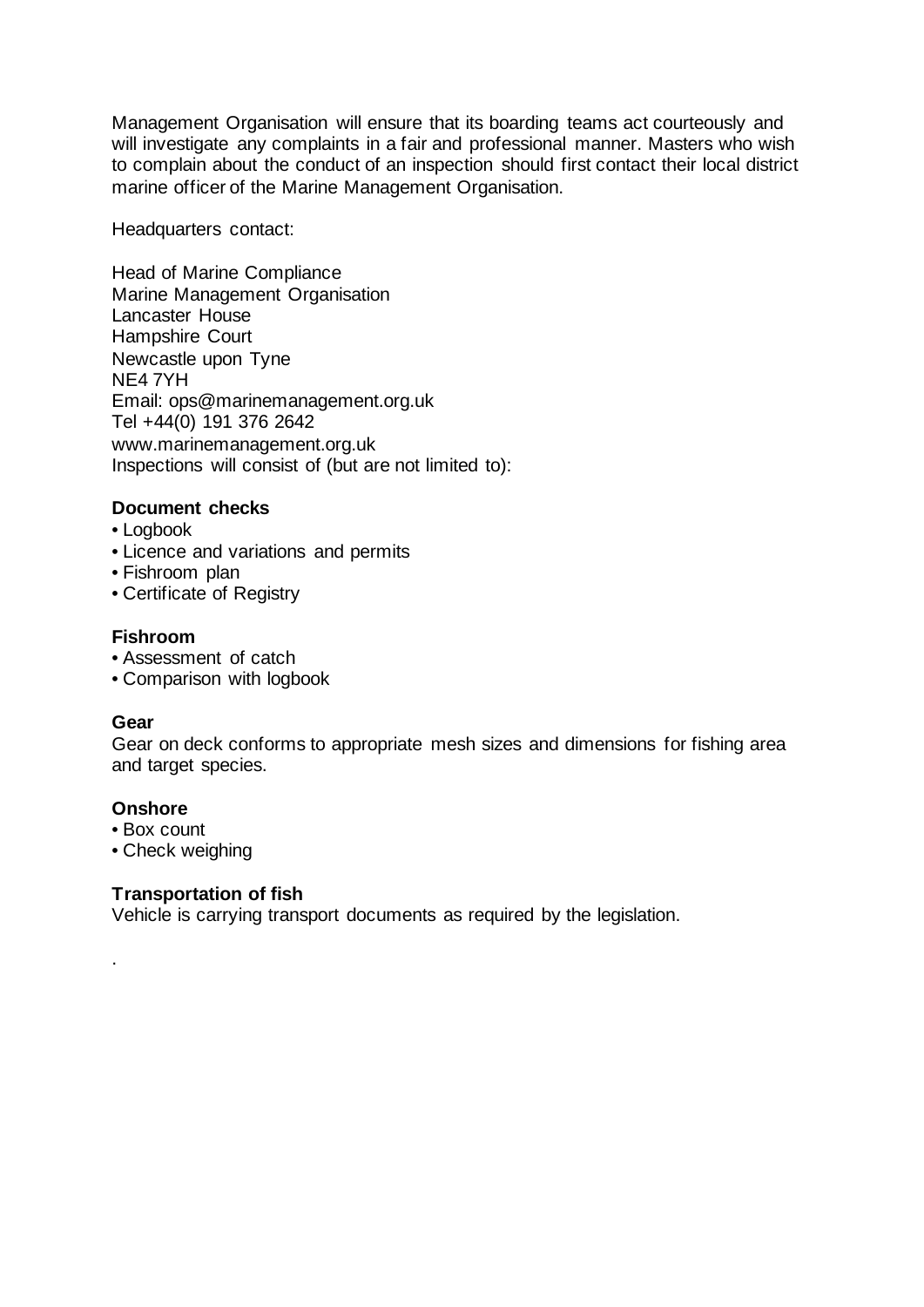Management Organisation will ensure that its boarding teams act courteously and will investigate any complaints in a fair and professional manner. Masters who wish to complain about the conduct of an inspection should first contact their local district marine officer of the Marine Management Organisation.

Headquarters contact:

Head of Marine Compliance
Marine Management Organisation
Lancaster House
Hampshire Court
Newcastle upon Tyne
NE4 7YH
Email: ops@marinemanagement.org.uk
Tel +44(0) 191 376 2642
www.marinemanagement.org.uk
Inspections will consist of (but are not limited to):

**Document checks**

- Logbook
- Licence and variations and permits
- Fishroom plan
- Certificate of Registry

**Fishroom**

- Assessment of catch
- Comparison with logbook

**Gear**

Gear on deck conforms to appropriate mesh sizes and dimensions for fishing area and target species.

**Onshore**

- Box count
- Check weighing

**Transportation of fish**

Vehicle is carrying transport documents as required by the legislation.

.